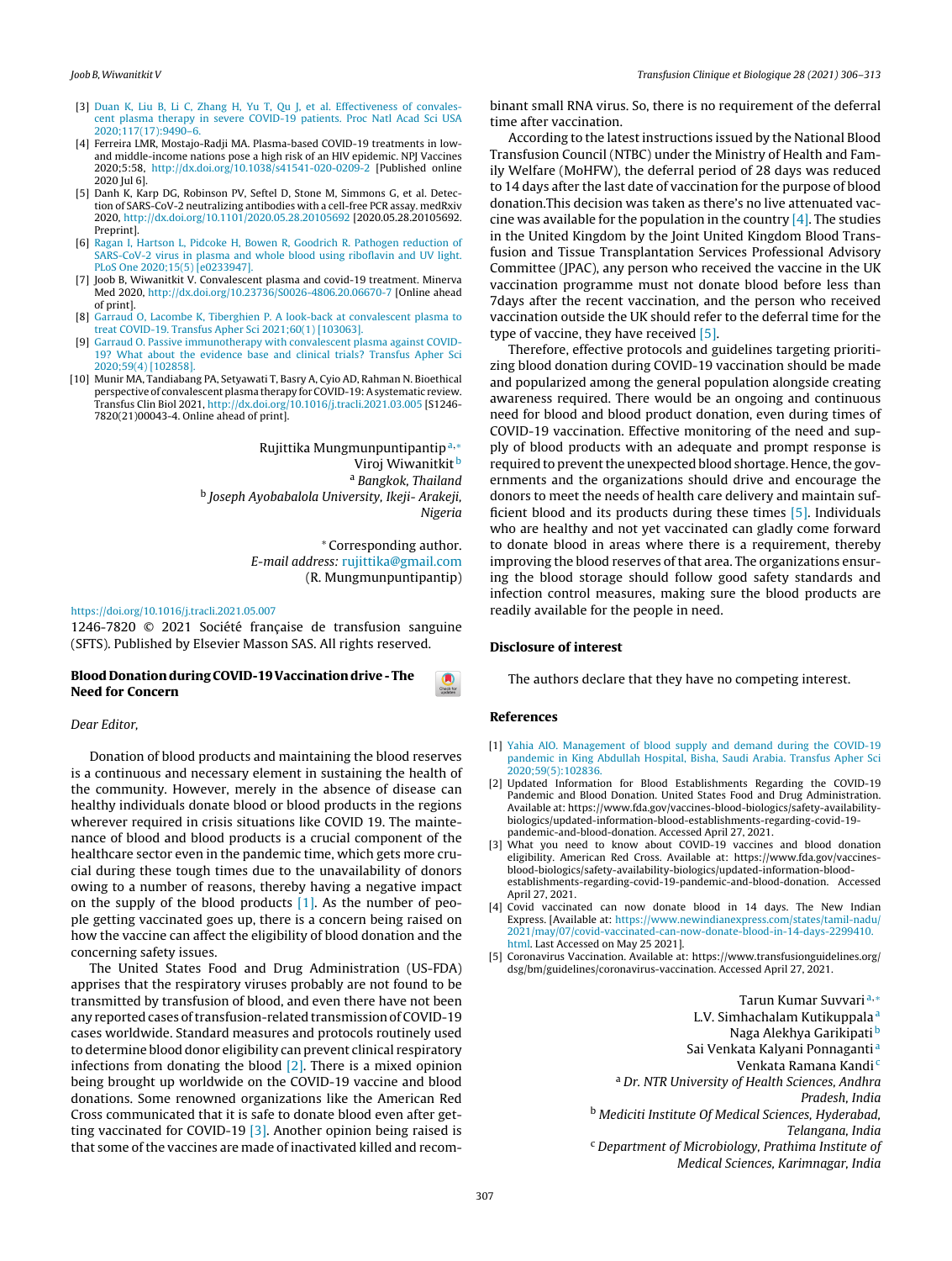[3] Duan K, Liu B, Li C, Zhang H, Yu T, Qu J, et al. Effectiveness of convalescent plasma therapy in severe COVID-19 patients. Proc Natl Acad Sci USA 2020;117(17):9490–6.

[4] Ferreira LMR, Mostajo-Radji MA. Plasma-based COVID-19 treatments in low- and middle-income nations pose a high risk of an HIV epidemic. NPJ Vaccines 2020;5:58, http://dx.doi.org/10.1038/s41541-020-0209-2 [Published online 2020 Jul 6].

[5] Danh K, Karp DG, Robinson PV, Seftel D, Stone M, Simmons G, et al. Detection of SARS-CoV-2 neutralizing antibodies with a cell-free PCR assay. medRxiv 2020, http://dx.doi.org/10.1101/2020.05.28.20105692 [2020.05.28.20105692. Preprint].

[6] Ragan I, Hartson L, Pidcoke H, Bowen R, Goodrich R. Pathogen reduction of SARS-CoV-2 virus in plasma and whole blood using riboflavin and UV light. PLoS One 2020;15(5) [e0233947].

[7] Joob B, Wiwanitkit V. Convalescent plasma and covid-19 treatment. Minerva Med 2020, http://dx.doi.org/10.23736/S0026-4806.20.06670-7 [Online ahead of print].

[8] Garraud O, Lacombe K, Tiberghien P. A look-back at convalescent plasma to treat COVID-19. Transfus Apher Sci 2021;60(1) [103063].

[9] Garraud O. Passive immunotherapy with convalescent plasma against COVID-19? What about the evidence base and clinical trials? Transfus Apher Sci 2020;59(4) [102858].

[10] Munir MA, Tandiabang PA, Setyawati T, Basry A, Cyio AD, Rahman N. Bioethical perspective of convalescent plasma therapy for COVID-19: A systematic review. Transfus Clin Biol 2021, http://dx.doi.org/10.1016/j.tracli.2021.03.005 [S1246-7820(21)00043-4. Online ahead of print].

Rujittika Mungmunpuntipantip [a,*]
Viroj Wiwanitkit [b]
[a] *Bangkok, Thailand*
[b] *Joseph Ayobabalola University, Ikeji- Arakeji, Nigeria*

[*] Corresponding author.
*E-mail address:* rujittika@gmail.com
(R. Mungmunpuntipantip)

https://doi.org/10.1016/j.tracli.2021.05.007
1246-7820 © 2021 Société française de transfusion sanguine (SFTS). Published by Elsevier Masson SAS. All rights reserved.

## Blood Donation during COVID-19 Vaccination drive - The Need for Concern

*Dear Editor,*

Donation of blood products and maintaining the blood reserves is a continuous and necessary element in sustaining the health of the community. However, merely in the absence of disease can healthy individuals donate blood or blood products in the regions wherever required in crisis situations like COVID 19. The maintenance of blood and blood products is a crucial component of the healthcare sector even in the pandemic time, which gets more crucial during these tough times due to the unavailability of donors owing to a number of reasons, thereby having a negative impact on the supply of the blood products [1]. As the number of people getting vaccinated goes up, there is a concern being raised on how the vaccine can affect the eligibility of blood donation and the concerning safety issues.

The United States Food and Drug Administration (US-FDA) apprises that the respiratory viruses probably are not found to be transmitted by transfusion of blood, and even there have not been any reported cases of transfusion-related transmission of COVID-19 cases worldwide. Standard measures and protocols routinely used to determine blood donor eligibility can prevent clinical respiratory infections from donating the blood [2]. There is a mixed opinion being brought up worldwide on the COVID-19 vaccine and blood donations. Some renowned organizations like the American Red Cross communicated that it is safe to donate blood even after getting vaccinated for COVID-19 [3]. Another opinion being raised is that some of the vaccines are made of inactivated killed and recombinant small RNA virus. So, there is no requirement of the deferral time after vaccination.

According to the latest instructions issued by the National Blood Transfusion Council (NTBC) under the Ministry of Health and Family Welfare (MoHFW), the deferral period of 28 days was reduced to 14 days after the last date of vaccination for the purpose of blood donation.This decision was taken as there's no live attenuated vaccine was available for the population in the country [4]. The studies in the United Kingdom by the Joint United Kingdom Blood Transfusion and Tissue Transplantation Services Professional Advisory Committee (JPAC), any person who received the vaccine in the UK vaccination programme must not donate blood before less than 7days after the recent vaccination, and the person who received vaccination outside the UK should refer to the deferral time for the type of vaccine, they have received [5].

Therefore, effective protocols and guidelines targeting prioritizing blood donation during COVID-19 vaccination should be made and popularized among the general population alongside creating awareness required. There would be an ongoing and continuous need for blood and blood product donation, even during times of COVID-19 vaccination. Effective monitoring of the need and supply of blood products with an adequate and prompt response is required to prevent the unexpected blood shortage. Hence, the governments and the organizations should drive and encourage the donors to meet the needs of health care delivery and maintain sufficient blood and its products during these times [5]. Individuals who are healthy and not yet vaccinated can gladly come forward to donate blood in areas where there is a requirement, thereby improving the blood reserves of that area. The organizations ensuring the blood storage should follow good safety standards and infection control measures, making sure the blood products are readily available for the people in need.

### Disclosure of interest

The authors declare that they have no competing interest.

### References

[1] Yahia AIO. Management of blood supply and demand during the COVID-19 pandemic in King Abdullah Hospital, Bisha, Saudi Arabia. Transfus Apher Sci 2020;59(5):102836.

[2] Updated Information for Blood Establishments Regarding the COVID-19 Pandemic and Blood Donation. United States Food and Drug Administration. Available at: https://www.fda.gov/vaccines-blood-biologics/safety-availability-biologics/updated-information-blood-establishments-regarding-covid-19-pandemic-and-blood-donation. Accessed April 27, 2021.

[3] What you need to know about COVID-19 vaccines and blood donation eligibility. American Red Cross. Available at: https://www.fda.gov/vaccines-blood-biologics/safety-availability-biologics/updated-information-blood-establishments-regarding-covid-19-pandemic-and-blood-donation. Accessed April 27, 2021.

[4] Covid vaccinated can now donate blood in 14 days. The New Indian Express. [Available at: https://www.newindianexpress.com/states/tamil-nadu/2021/may/07/covid-vaccinated-can-now-donate-blood-in-14-days-2299410.html. Last Accessed on May 25 2021].

[5] Coronavirus Vaccination. Available at: https://www.transfusionguidelines.org/dsg/bm/guidelines/coronavirus-vaccination. Accessed April 27, 2021.

Tarun Kumar Suvvari [a,*]
L.V. Simhachalam Kutikuppala [a]
Naga Alekhya Garikipati [b]
Sai Venkata Kalyani Ponnaganti [a]
Venkata Ramana Kandi [c]
[a] *Dr. NTR University of Health Sciences, Andhra Pradesh, India*
[b] *Mediciti Institute Of Medical Sciences, Hyderabad, Telangana, India*
[c] *Department of Microbiology, Prathima Institute of Medical Sciences, Karimnagar, India*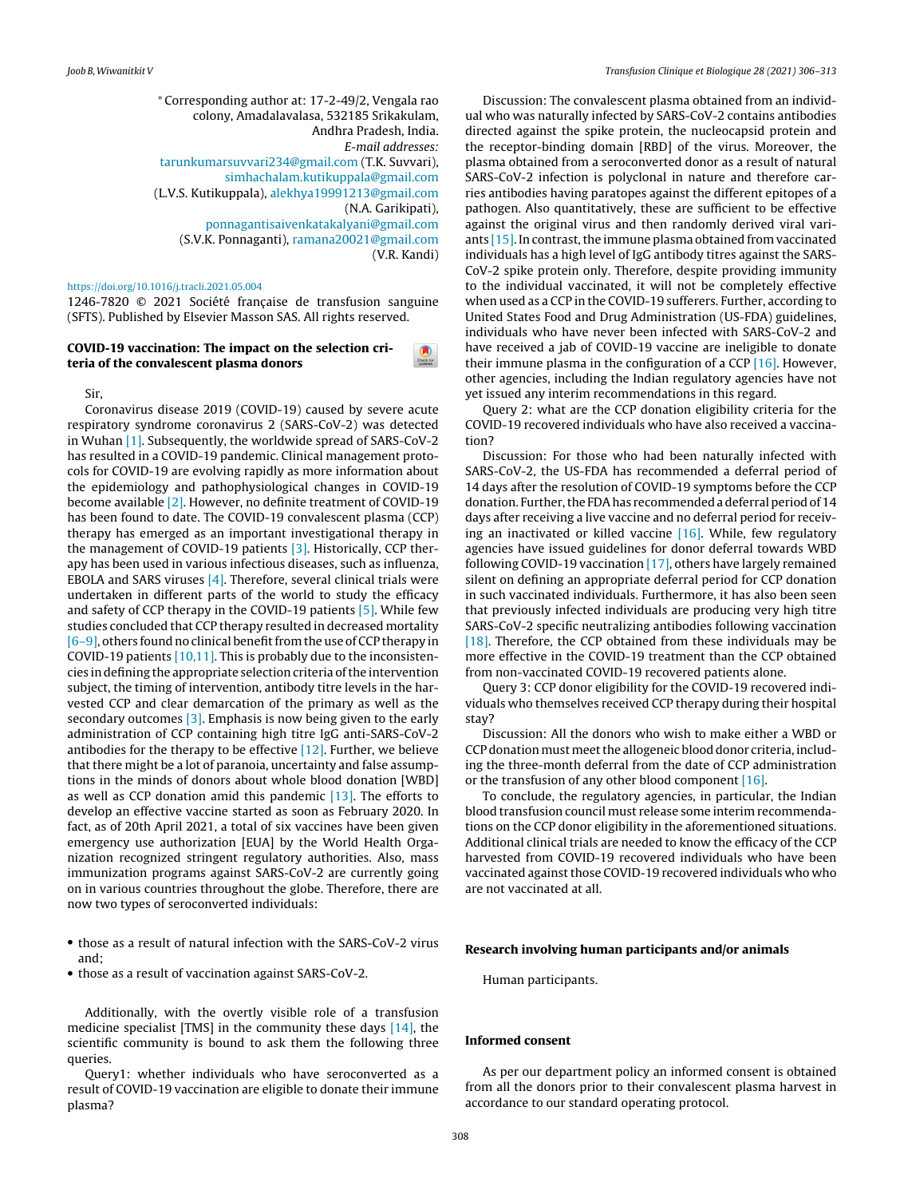* Corresponding author at: 17-2-49/2, Vengala rao colony, Amadalavalasa, 532185 Srikakulam, Andhra Pradesh, India.

*E-mail addresses:*
tarunkumarsuvvari234@gmail.com (T.K. Suvvari), simhachalam.kutikuppala@gmail.com (L.V.S. Kutikuppala), alekhya19991213@gmail.com (N.A. Garikipati), ponnagantisaivenkatakalyani@gmail.com (S.V.K. Ponnaganti), ramana20021@gmail.com (V.R. Kandi)

https://doi.org/10.1016/j.tracli.2021.05.004
1246-7820 © 2021 Société française de transfusion sanguine (SFTS). Published by Elsevier Masson SAS. All rights reserved.

## COVID-19 vaccination: The impact on the selection criteria of the convalescent plasma donors

Sir,

Coronavirus disease 2019 (COVID-19) caused by severe acute respiratory syndrome coronavirus 2 (SARS-CoV-2) was detected in Wuhan [1]. Subsequently, the worldwide spread of SARS-CoV-2 has resulted in a COVID-19 pandemic. Clinical management protocols for COVID-19 are evolving rapidly as more information about the epidemiology and pathophysiological changes in COVID-19 become available [2]. However, no definite treatment of COVID-19 has been found to date. The COVID-19 convalescent plasma (CCP) therapy has emerged as an important investigational therapy in the management of COVID-19 patients [3]. Historically, CCP therapy has been used in various infectious diseases, such as influenza, EBOLA and SARS viruses [4]. Therefore, several clinical trials were undertaken in different parts of the world to study the efficacy and safety of CCP therapy in the COVID-19 patients [5]. While few studies concluded that CCP therapy resulted in decreased mortality [6–9], others found no clinical benefit from the use of CCP therapy in COVID-19 patients [10,11]. This is probably due to the inconsistencies in defining the appropriate selection criteria of the intervention subject, the timing of intervention, antibody titre levels in the harvested CCP and clear demarcation of the primary as well as the secondary outcomes [3]. Emphasis is now being given to the early administration of CCP containing high titre IgG anti-SARS-CoV-2 antibodies for the therapy to be effective [12]. Further, we believe that there might be a lot of paranoia, uncertainty and false assumptions in the minds of donors about whole blood donation [WBD] as well as CCP donation amid this pandemic [13]. The efforts to develop an effective vaccine started as soon as February 2020. In fact, as of 20th April 2021, a total of six vaccines have been given emergency use authorization [EUA] by the World Health Organization recognized stringent regulatory authorities. Also, mass immunization programs against SARS-CoV-2 are currently going on in various countries throughout the globe. Therefore, there are now two types of seroconverted individuals:

- those as a result of natural infection with the SARS-CoV-2 virus and;
- those as a result of vaccination against SARS-CoV-2.

Additionally, with the overtly visible role of a transfusion medicine specialist [TMS] in the community these days [14], the scientific community is bound to ask them the following three queries.

Query1: whether individuals who have seroconverted as a result of COVID-19 vaccination are eligible to donate their immune plasma?

Discussion: The convalescent plasma obtained from an individual who was naturally infected by SARS-CoV-2 contains antibodies directed against the spike protein, the nucleocapsid protein and the receptor-binding domain [RBD] of the virus. Moreover, the plasma obtained from a seroconverted donor as a result of natural SARS-CoV-2 infection is polyclonal in nature and therefore carries antibodies having paratopes against the different epitopes of a pathogen. Also quantitatively, these are sufficient to be effective against the original virus and then randomly derived viral variants [15]. In contrast, the immune plasma obtained from vaccinated individuals has a high level of IgG antibody titres against the SARS-CoV-2 spike protein only. Therefore, despite providing immunity to the individual vaccinated, it will not be completely effective when used as a CCP in the COVID-19 sufferers. Further, according to United States Food and Drug Administration (US-FDA) guidelines, individuals who have never been infected with SARS-CoV-2 and have received a jab of COVID-19 vaccine are ineligible to donate their immune plasma in the configuration of a CCP [16]. However, other agencies, including the Indian regulatory agencies have not yet issued any interim recommendations in this regard.

Query 2: what are the CCP donation eligibility criteria for the COVID-19 recovered individuals who have also received a vaccination?

Discussion: For those who had been naturally infected with SARS-CoV-2, the US-FDA has recommended a deferral period of 14 days after the resolution of COVID-19 symptoms before the CCP donation. Further, the FDA has recommended a deferral period of 14 days after receiving a live vaccine and no deferral period for receiving an inactivated or killed vaccine [16]. While, few regulatory agencies have issued guidelines for donor deferral towards WBD following COVID-19 vaccination [17], others have largely remained silent on defining an appropriate deferral period for CCP donation in such vaccinated individuals. Furthermore, it has also been seen that previously infected individuals are producing very high titre SARS-CoV-2 specific neutralizing antibodies following vaccination [18]. Therefore, the CCP obtained from these individuals may be more effective in the COVID-19 treatment than the CCP obtained from non-vaccinated COVID-19 recovered patients alone.

Query 3: CCP donor eligibility for the COVID-19 recovered individuals who themselves received CCP therapy during their hospital stay?

Discussion: All the donors who wish to make either a WBD or CCP donation must meet the allogeneic blood donor criteria, including the three-month deferral from the date of CCP administration or the transfusion of any other blood component [16].

To conclude, the regulatory agencies, in particular, the Indian blood transfusion council must release some interim recommendations on the CCP donor eligibility in the aforementioned situations. Additional clinical trials are needed to know the efficacy of the CCP harvested from COVID-19 recovered individuals who have been vaccinated against those COVID-19 recovered individuals who who are not vaccinated at all.

### Research involving human participants and/or animals

Human participants.

### Informed consent

As per our department policy an informed consent is obtained from all the donors prior to their convalescent plasma harvest in accordance to our standard operating protocol.